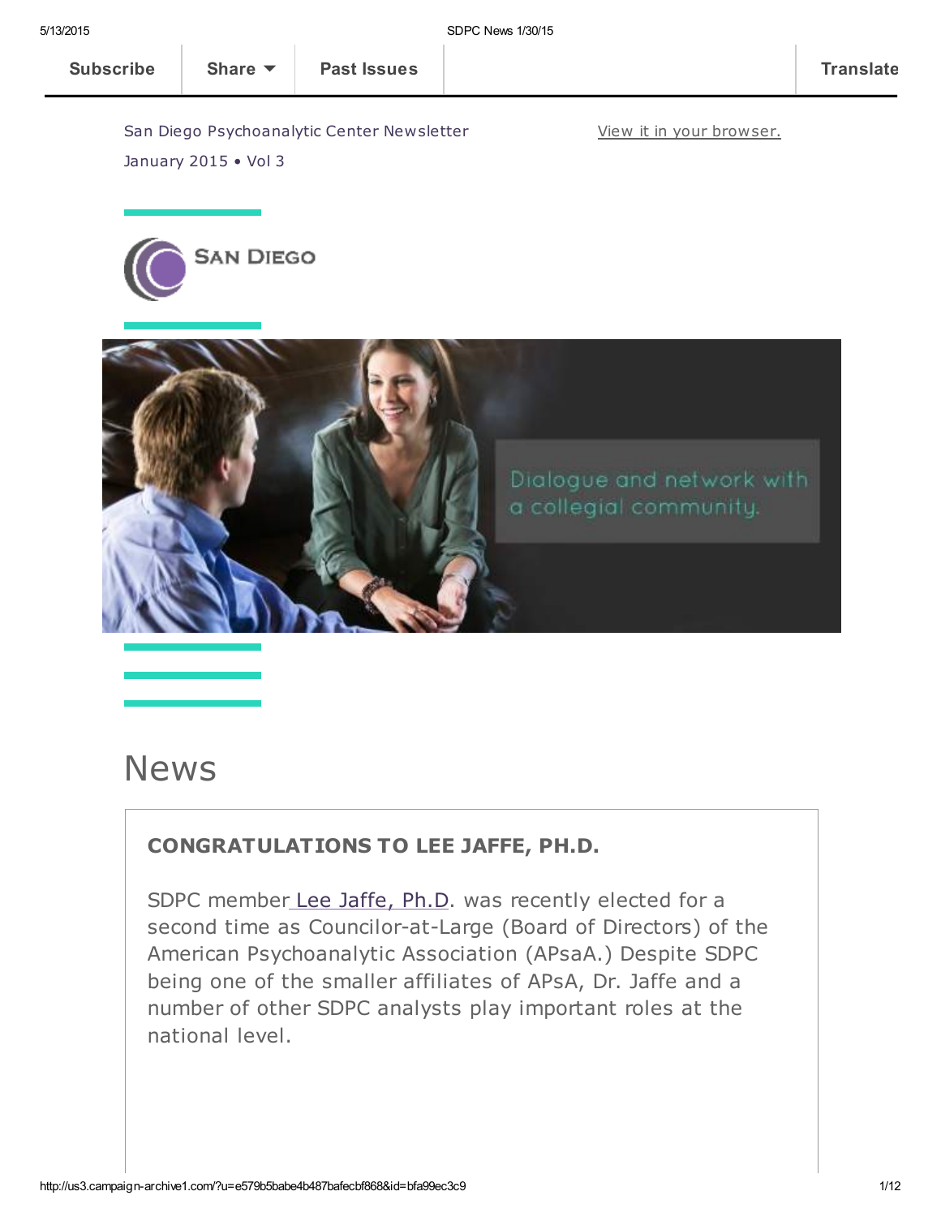Subscribe | Share | Past Issues | Translate

San Diego Psychoanalytic Center Newsletter

January 2015 • Vol 3

View it in your browser.

SAN DIEGO

Dialogue and network with a collegial community.

# News

### CONGRATULATIONS TO LEE JAFFE, PH.D.

SDPC member Lee Jaffe, Ph.D. was recently elected for a second time as Councilor-at-Large (Board of Directors) of the American Psychoanalytic Association (APsaA.) Despite SDPC being one of the smaller affiliates of APsA, Dr. Jaffe and a number of other SDPC analysts play important roles at the national level.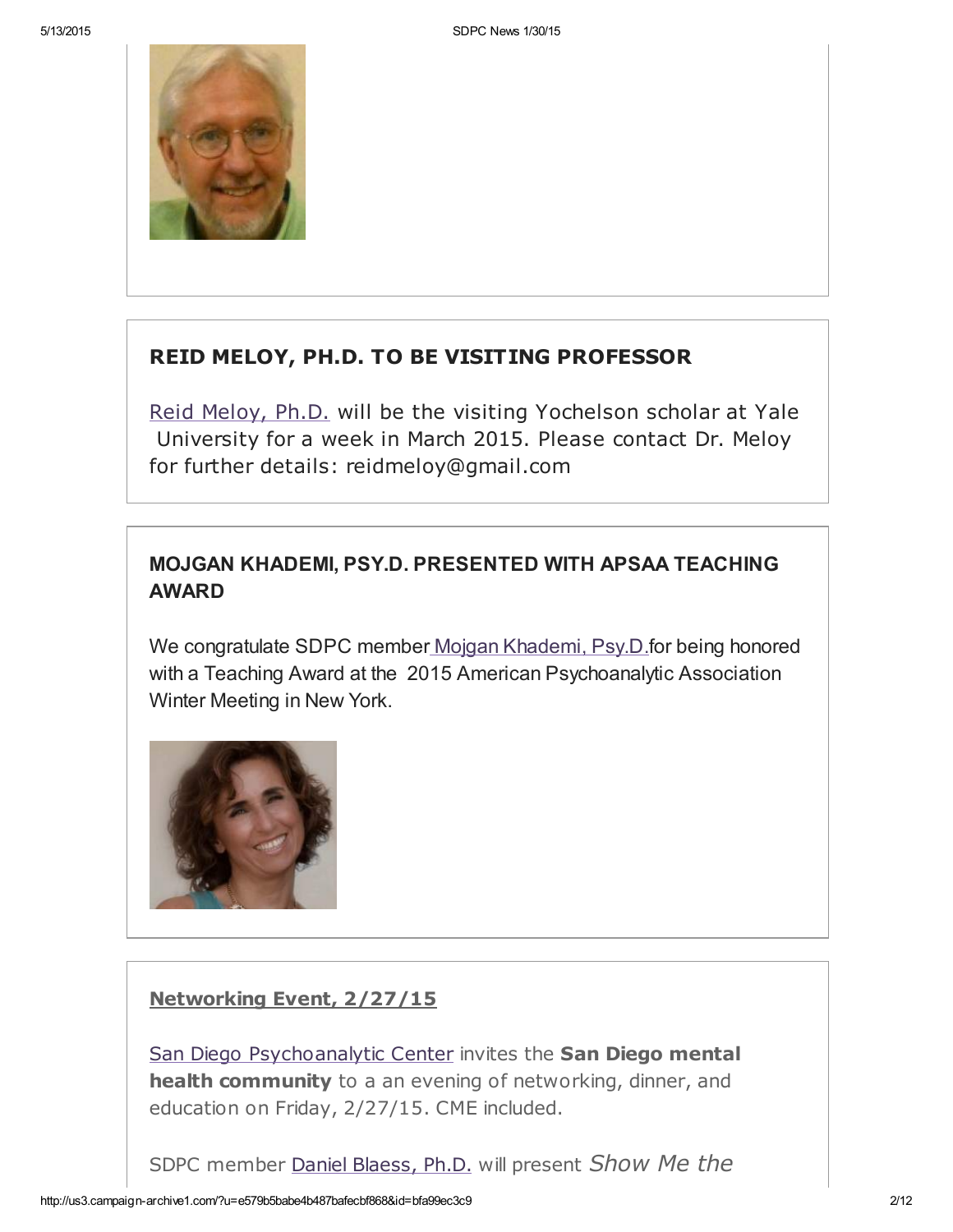## REID MELOY, PH.D. TO BE VISITING PROFESSOR

Reid Meloy, Ph.D. will be the visiting Yochelson scholar at Yale University for a week in March 2015. Please contact Dr. Meloy for further details: reidmeloy@gmail.com

## MOJGAN KHADEMI, PSY.D. PRESENTED WITH APSAA TEACHING AWARD

We congratulate SDPC member Mojgan Khademi, Psy.D. for being honored with a Teaching Award at the 2015 American Psychoanalytic Association Winter Meeting in New York.

## Networking Event, 2/27/15

San Diego Psychoanalytic Center invites the **San Diego mental health community** to a an evening of networking, dinner, and education on Friday, 2/27/15. CME included.

SDPC member Daniel Blaess, Ph.D. will present *Show Me the*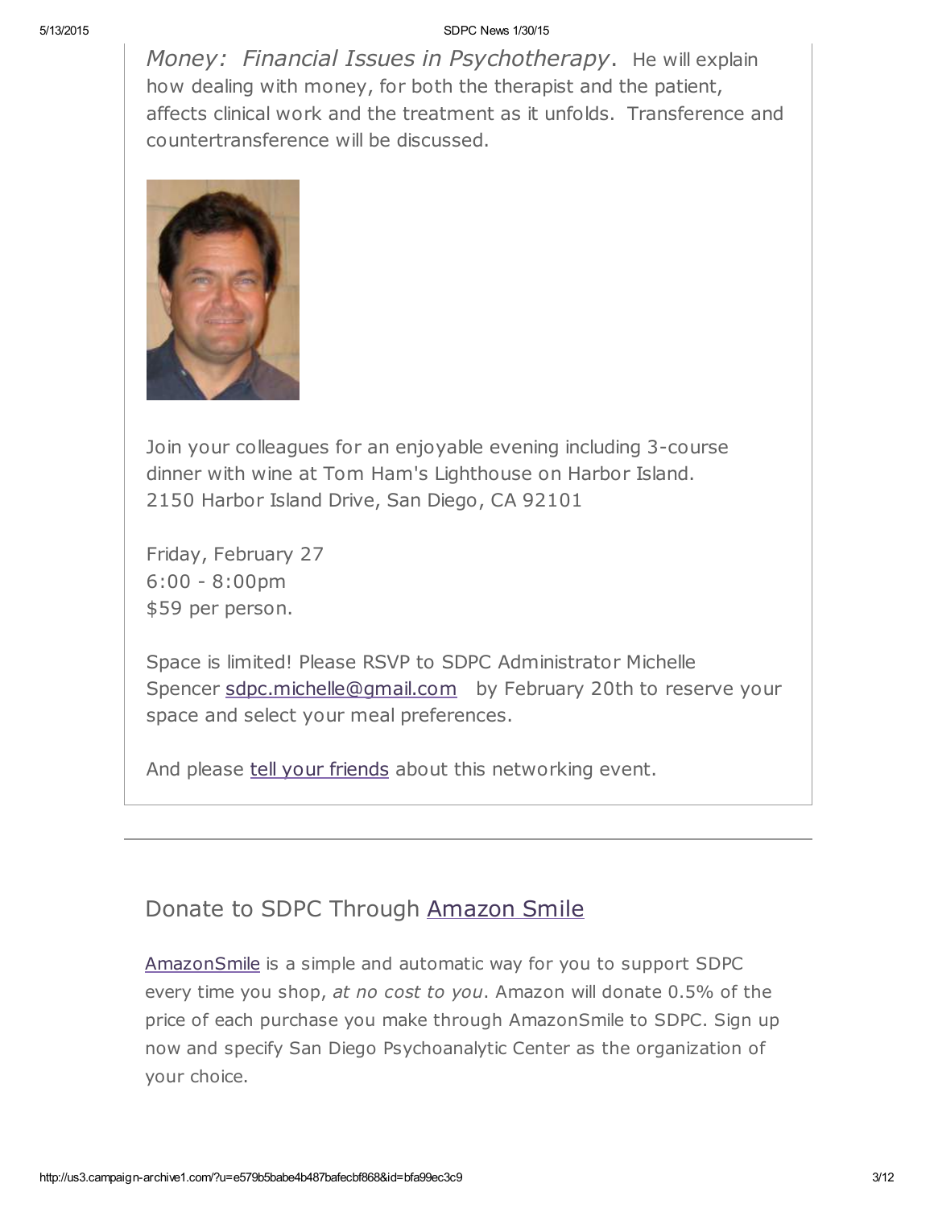*Money: Financial Issues in Psychotherapy*. He will explain how dealing with money, for both the therapist and the patient, affects clinical work and the treatment as it unfolds. Transference and countertransference will be discussed.

Join your colleagues for an enjoyable evening including 3-course dinner with wine at Tom Ham's Lighthouse on Harbor Island.
2150 Harbor Island Drive, San Diego, CA 92101

Friday, February 27
6:00 - 8:00pm
$59 per person.

Space is limited! Please RSVP to SDPC Administrator Michelle Spencer sdpc.michelle@gmail.com by February 20th to reserve your space and select your meal preferences.

And please tell your friends about this networking event.

---

## Donate to SDPC Through Amazon Smile

AmazonSmile is a simple and automatic way for you to support SDPC every time you shop, *at no cost to you*. Amazon will donate 0.5% of the price of each purchase you make through AmazonSmile to SDPC. Sign up now and specify San Diego Psychoanalytic Center as the organization of your choice.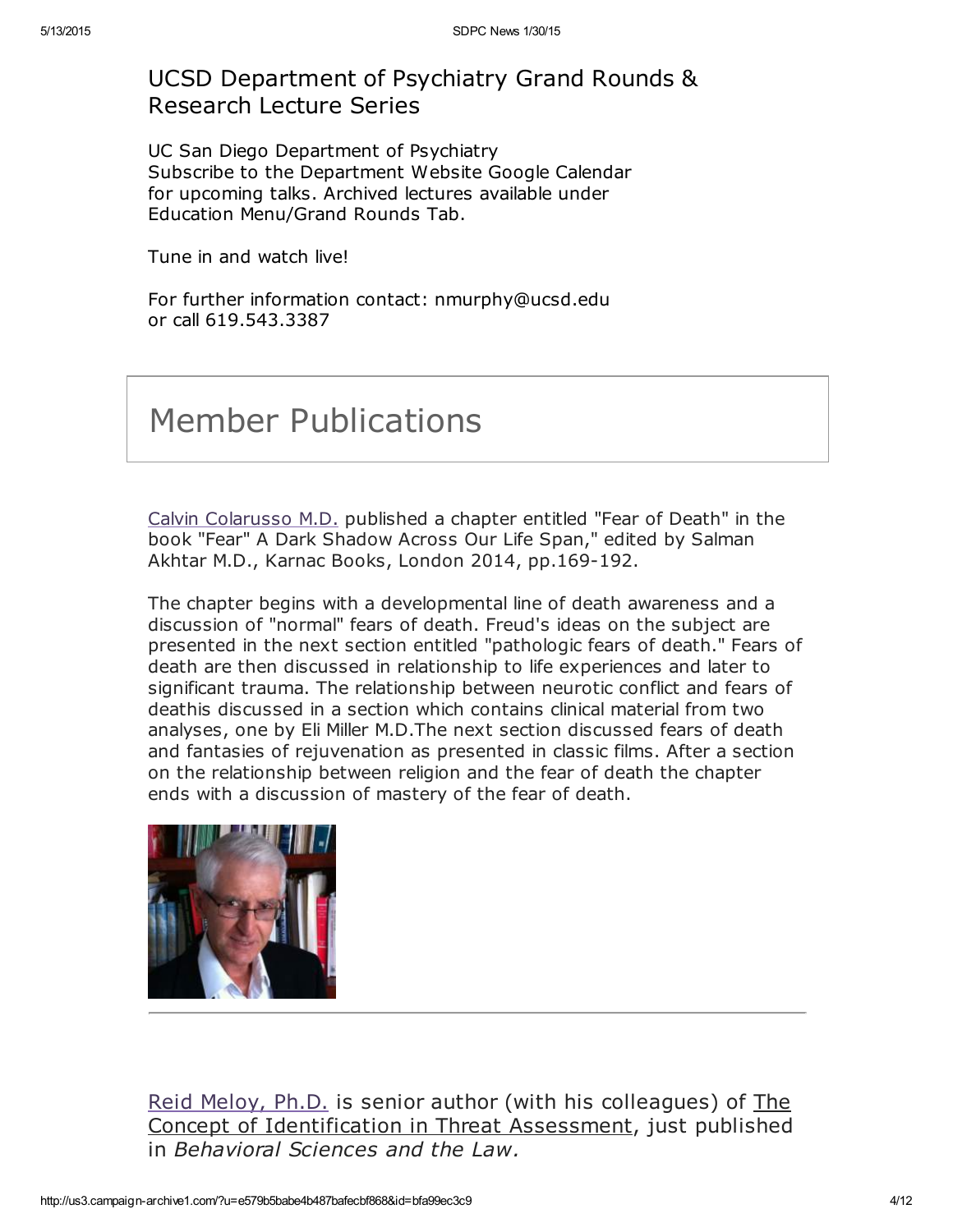## UCSD Department of Psychiatry Grand Rounds & Research Lecture Series

UC San Diego Department of Psychiatry
Subscribe to the Department Website Google Calendar for upcoming talks. Archived lectures available under Education Menu/Grand Rounds Tab.

Tune in and watch live!

For further information contact: nmurphy@ucsd.edu
or call 619.543.3387

# Member Publications

Calvin Colarusso M.D. published a chapter entitled "Fear of Death" in the book "Fear" A Dark Shadow Across Our Life Span," edited by Salman Akhtar M.D., Karnac Books, London 2014, pp.169-192.

The chapter begins with a developmental line of death awareness and a discussion of "normal" fears of death. Freud's ideas on the subject are presented in the next section entitled "pathologic fears of death." Fears of death are then discussed in relationship to life experiences and later to significant trauma. The relationship between neurotic conflict and fears of deathis discussed in a section which contains clinical material from two analyses, one by Eli Miller M.D.The next section discussed fears of death and fantasies of rejuvenation as presented in classic films. After a section on the relationship between religion and the fear of death the chapter ends with a discussion of mastery of the fear of death.

---

Reid Meloy, Ph.D. is senior author (with his colleagues) of The Concept of Identification in Threat Assessment, just published in *Behavioral Sciences and the Law.*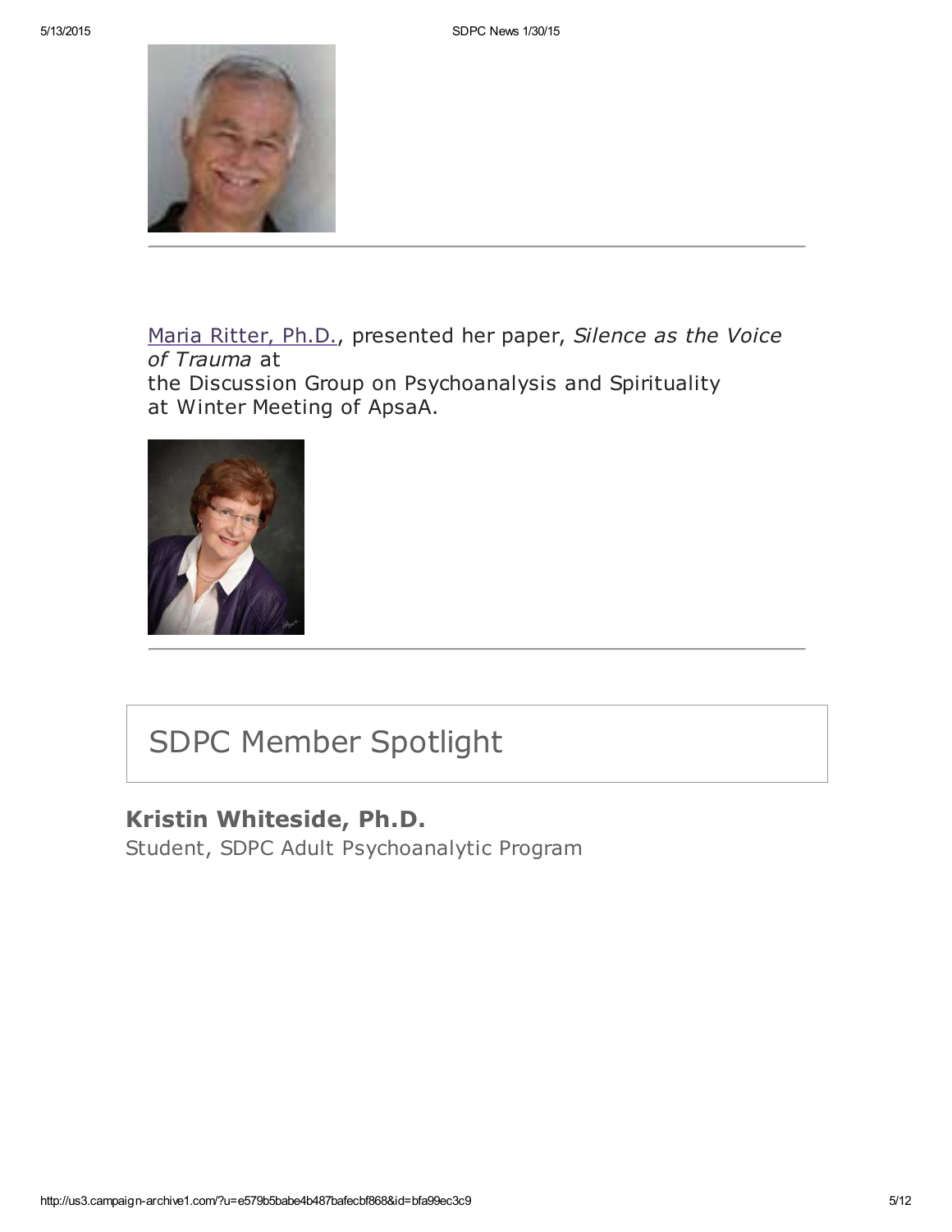Maria Ritter, Ph.D., presented her paper, *Silence as the Voice of Trauma* at the Discussion Group on Psychoanalysis and Spirituality at Winter Meeting of ApsaA.

---

## SDPC Member Spotlight

**Kristin Whiteside, Ph.D.**
Student, SDPC Adult Psychoanalytic Program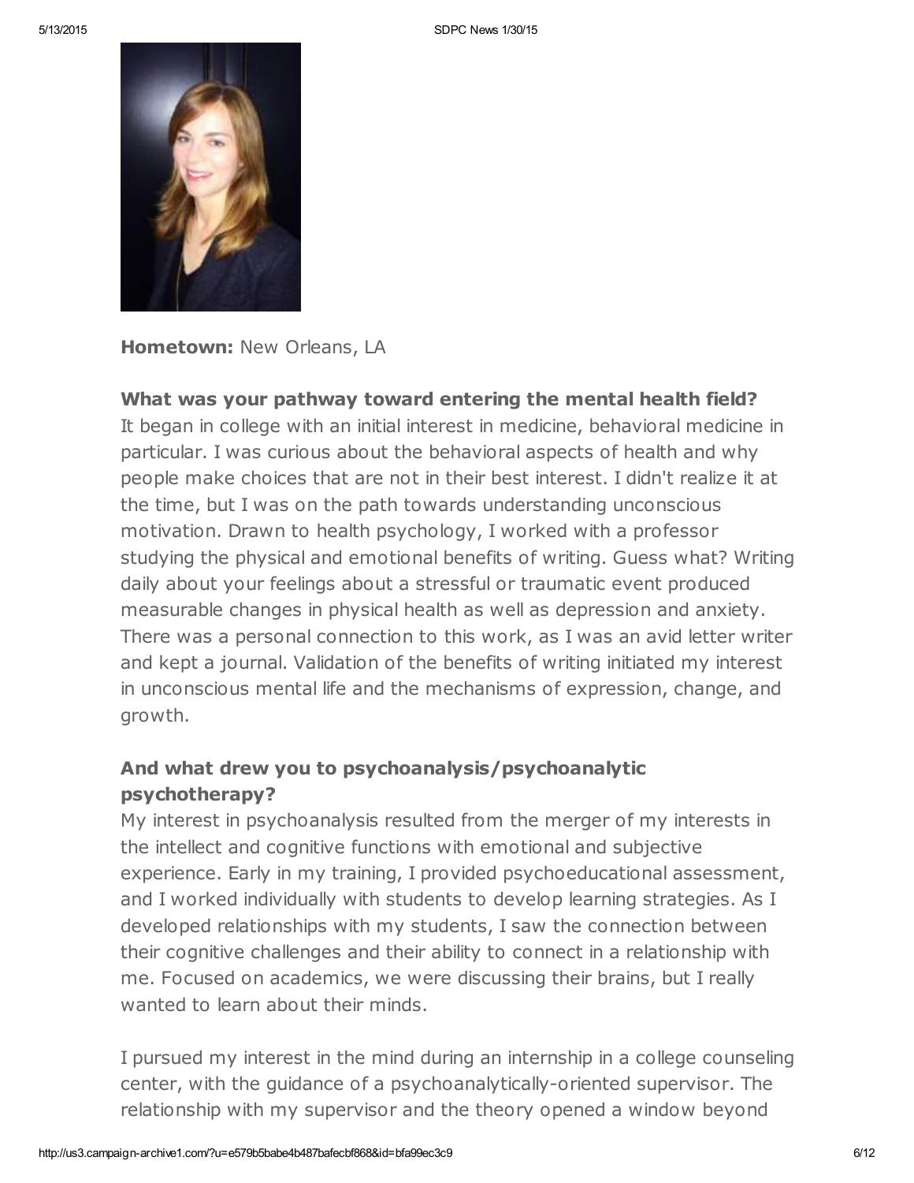**Hometown:** New Orleans, LA

**What was your pathway toward entering the mental health field?**
It began in college with an initial interest in medicine, behavioral medicine in particular. I was curious about the behavioral aspects of health and why people make choices that are not in their best interest. I didn't realize it at the time, but I was on the path towards understanding unconscious motivation. Drawn to health psychology, I worked with a professor studying the physical and emotional benefits of writing. Guess what? Writing daily about your feelings about a stressful or traumatic event produced measurable changes in physical health as well as depression and anxiety. There was a personal connection to this work, as I was an avid letter writer and kept a journal. Validation of the benefits of writing initiated my interest in unconscious mental life and the mechanisms of expression, change, and growth.

**And what drew you to psychoanalysis/psychoanalytic psychotherapy?**
My interest in psychoanalysis resulted from the merger of my interests in the intellect and cognitive functions with emotional and subjective experience. Early in my training, I provided psychoeducational assessment, and I worked individually with students to develop learning strategies. As I developed relationships with my students, I saw the connection between their cognitive challenges and their ability to connect in a relationship with me. Focused on academics, we were discussing their brains, but I really wanted to learn about their minds.

I pursued my interest in the mind during an internship in a college counseling center, with the guidance of a psychoanalytically-oriented supervisor. The relationship with my supervisor and the theory opened a window beyond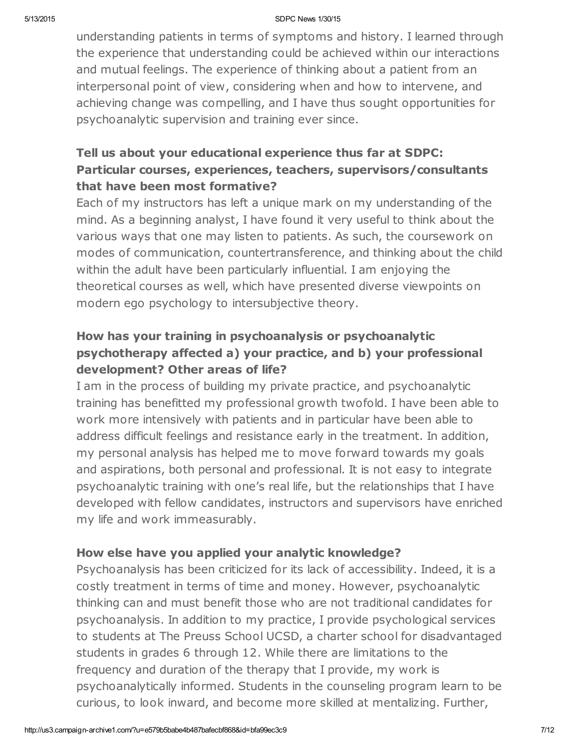understanding patients in terms of symptoms and history. I learned through the experience that understanding could be achieved within our interactions and mutual feelings. The experience of thinking about a patient from an interpersonal point of view, considering when and how to intervene, and achieving change was compelling, and I have thus sought opportunities for psychoanalytic supervision and training ever since.

### Tell us about your educational experience thus far at SDPC: Particular courses, experiences, teachers, supervisors/consultants that have been most formative?

Each of my instructors has left a unique mark on my understanding of the mind. As a beginning analyst, I have found it very useful to think about the various ways that one may listen to patients. As such, the coursework on modes of communication, countertransference, and thinking about the child within the adult have been particularly influential. I am enjoying the theoretical courses as well, which have presented diverse viewpoints on modern ego psychology to intersubjective theory.

### How has your training in psychoanalysis or psychoanalytic psychotherapy affected a) your practice, and b) your professional development? Other areas of life?

I am in the process of building my private practice, and psychoanalytic training has benefitted my professional growth twofold. I have been able to work more intensively with patients and in particular have been able to address difficult feelings and resistance early in the treatment. In addition, my personal analysis has helped me to move forward towards my goals and aspirations, both personal and professional. It is not easy to integrate psychoanalytic training with one's real life, but the relationships that I have developed with fellow candidates, instructors and supervisors have enriched my life and work immeasurably.

### How else have you applied your analytic knowledge?

Psychoanalysis has been criticized for its lack of accessibility. Indeed, it is a costly treatment in terms of time and money. However, psychoanalytic thinking can and must benefit those who are not traditional candidates for psychoanalysis. In addition to my practice, I provide psychological services to students at The Preuss School UCSD, a charter school for disadvantaged students in grades 6 through 12. While there are limitations to the frequency and duration of the therapy that I provide, my work is psychoanalytically informed. Students in the counseling program learn to be curious, to look inward, and become more skilled at mentalizing. Further,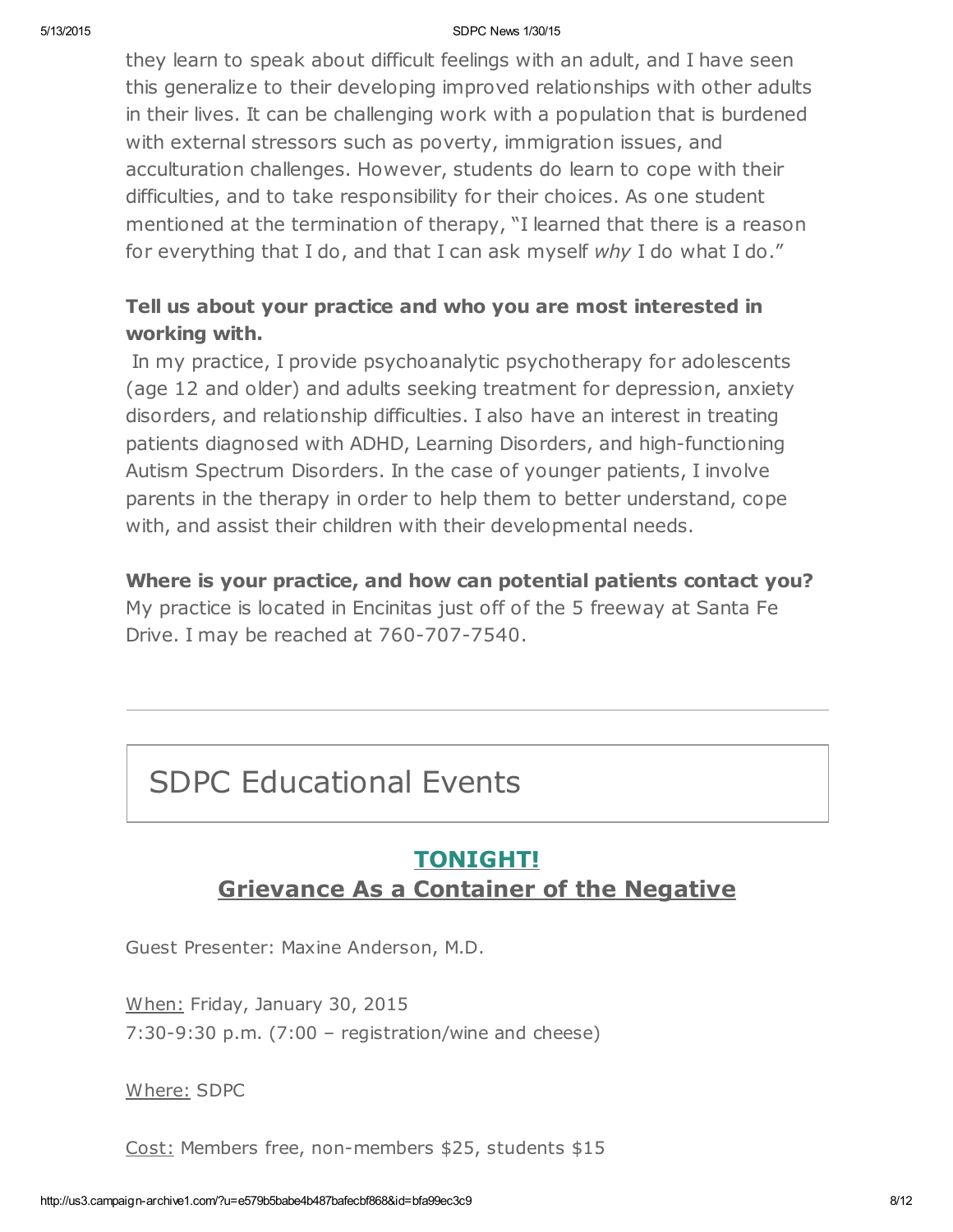they learn to speak about difficult feelings with an adult, and I have seen this generalize to their developing improved relationships with other adults in their lives. It can be challenging work with a population that is burdened with external stressors such as poverty, immigration issues, and acculturation challenges. However, students do learn to cope with their difficulties, and to take responsibility for their choices. As one student mentioned at the termination of therapy, "I learned that there is a reason for everything that I do, and that I can ask myself *why* I do what I do."

**Tell us about your practice and who you are most interested in working with.**

In my practice, I provide psychoanalytic psychotherapy for adolescents (age 12 and older) and adults seeking treatment for depression, anxiety disorders, and relationship difficulties. I also have an interest in treating patients diagnosed with ADHD, Learning Disorders, and high-functioning Autism Spectrum Disorders. In the case of younger patients, I involve parents in the therapy in order to help them to better understand, cope with, and assist their children with their developmental needs.

**Where is your practice, and how can potential patients contact you?**

My practice is located in Encinitas just off of the 5 freeway at Santa Fe Drive. I may be reached at 760-707-7540.

---

# SDPC Educational Events

## TONIGHT!
## Grievance As a Container of the Negative

Guest Presenter: Maxine Anderson, M.D.

When: Friday, January 30, 2015
7:30-9:30 p.m. (7:00 – registration/wine and cheese)

Where: SDPC

Cost: Members free, non-members $25, students $15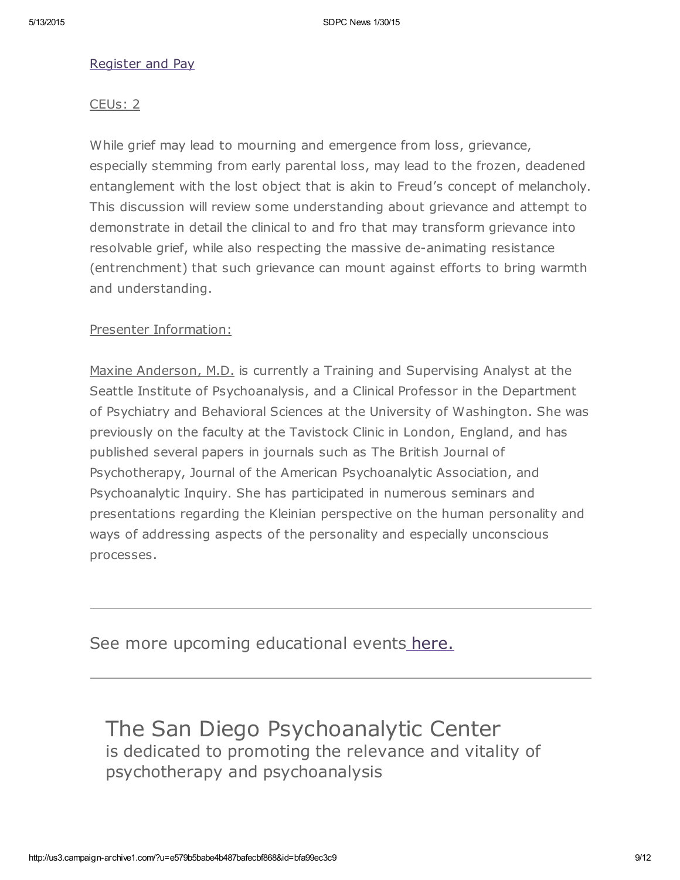Register and Pay

CEUs: 2

While grief may lead to mourning and emergence from loss, grievance, especially stemming from early parental loss, may lead to the frozen, deadened entanglement with the lost object that is akin to Freud's concept of melancholy. This discussion will review some understanding about grievance and attempt to demonstrate in detail the clinical to and fro that may transform grievance into resolvable grief, while also respecting the massive de-animating resistance (entrenchment) that such grievance can mount against efforts to bring warmth and understanding.

Presenter Information:

Maxine Anderson, M.D. is currently a Training and Supervising Analyst at the Seattle Institute of Psychoanalysis, and a Clinical Professor in the Department of Psychiatry and Behavioral Sciences at the University of Washington. She was previously on the faculty at the Tavistock Clinic in London, England, and has published several papers in journals such as The British Journal of Psychotherapy, Journal of the American Psychoanalytic Association, and Psychoanalytic Inquiry. She has participated in numerous seminars and presentations regarding the Kleinian perspective on the human personality and ways of addressing aspects of the personality and especially unconscious processes.

---

See more upcoming educational events here.

---

## The San Diego Psychoanalytic Center

is dedicated to promoting the relevance and vitality of psychotherapy and psychoanalysis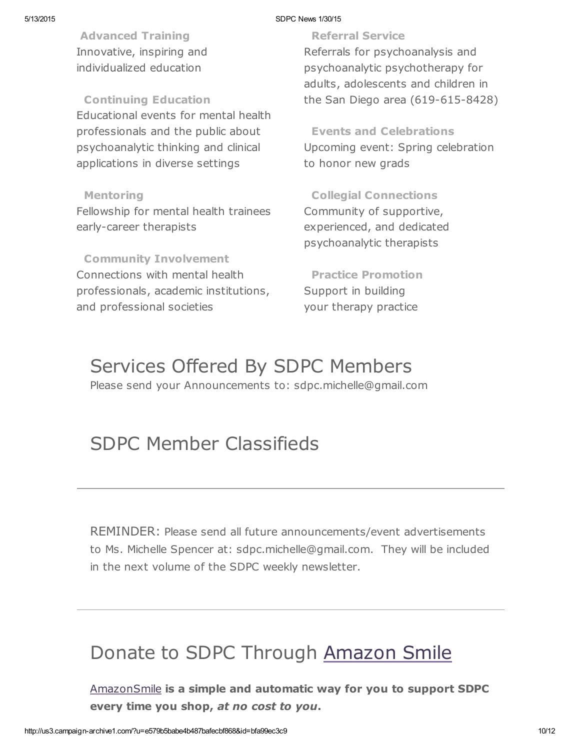**Advanced Training**
Innovative, inspiring and individualized education

**Continuing Education**
Educational events for mental health professionals and the public about psychoanalytic thinking and clinical applications in diverse settings

**Mentoring**
Fellowship for mental health trainees early-career therapists

**Community Involvement**
Connections with mental health professionals, academic institutions, and professional societies

**Referral Service**
Referrals for psychoanalysis and psychoanalytic psychotherapy for adults, adolescents and children in the San Diego area (619-615-8428)

**Events and Celebrations**
Upcoming event: Spring celebration to honor new grads

**Collegial Connections**
Community of supportive, experienced, and dedicated psychoanalytic therapists

**Practice Promotion**
Support in building your therapy practice

# Services Offered By SDPC Members

Please send your Announcements to: sdpc.michelle@gmail.com

# SDPC Member Classifieds

---

REMINDER: Please send all future announcements/event advertisements to Ms. Michelle Spencer at: sdpc.michelle@gmail.com. They will be included in the next volume of the SDPC weekly newsletter.

---

# Donate to SDPC Through Amazon Smile

AmazonSmile **is a simple and automatic way for you to support SDPC every time you shop, *at no cost to you*.**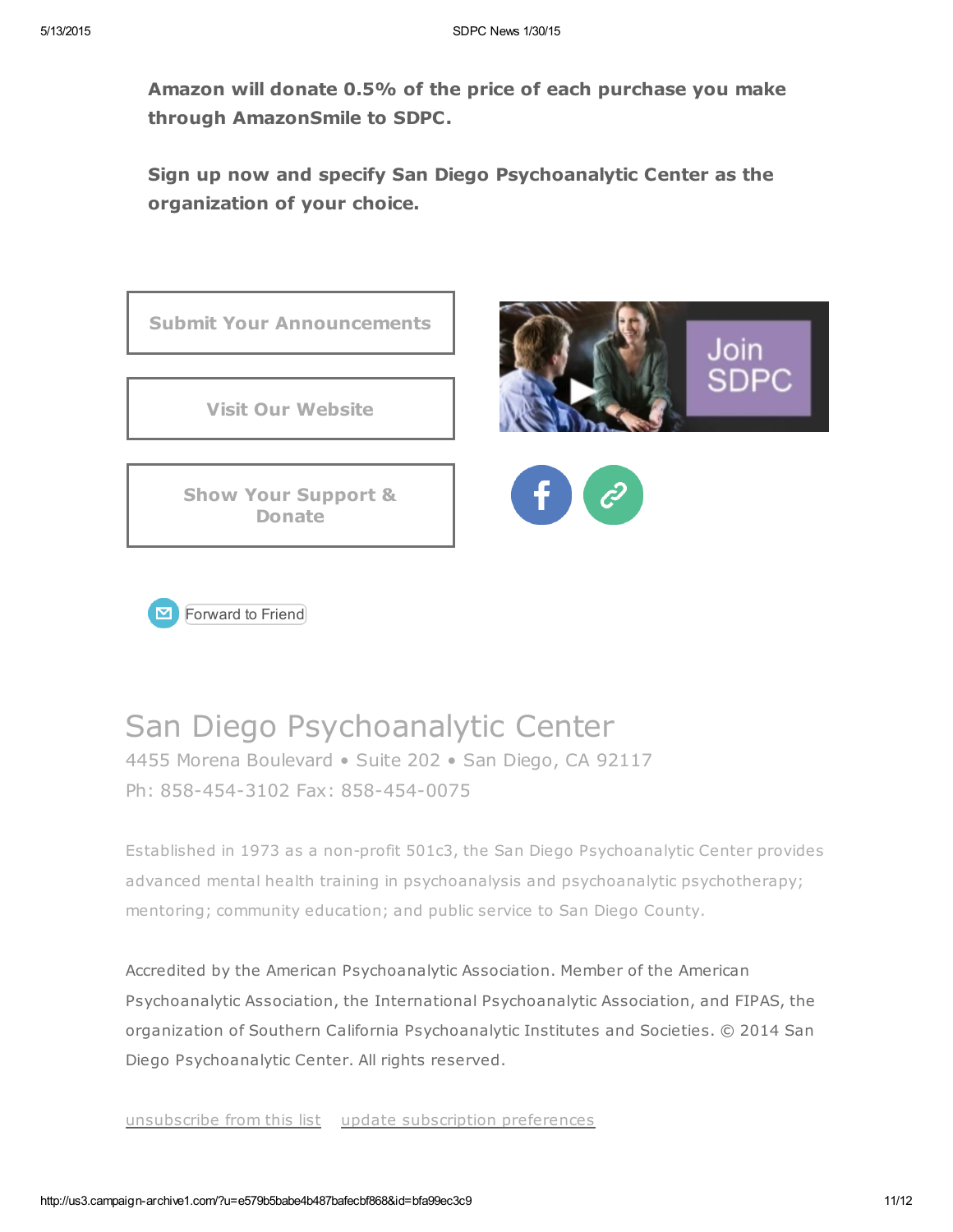**Amazon will donate 0.5% of the price of each purchase you make through AmazonSmile to SDPC.**

**Sign up now and specify San Diego Psychoanalytic Center as the organization of your choice.**

Submit Your Announcements

Visit Our Website

Show Your Support & Donate

Join SDPC

Forward to Friend

# San Diego Psychoanalytic Center

4455 Morena Boulevard • Suite 202 • San Diego, CA 92117

Ph: 858-454-3102 Fax: 858-454-0075

Established in 1973 as a non-profit 501c3, the San Diego Psychoanalytic Center provides advanced mental health training in psychoanalysis and psychoanalytic psychotherapy; mentoring; community education; and public service to San Diego County.

Accredited by the American Psychoanalytic Association. Member of the American Psychoanalytic Association, the International Psychoanalytic Association, and FIPAS, the organization of Southern California Psychoanalytic Institutes and Societies. © 2014 San Diego Psychoanalytic Center. All rights reserved.

unsubscribe from this list    update subscription preferences